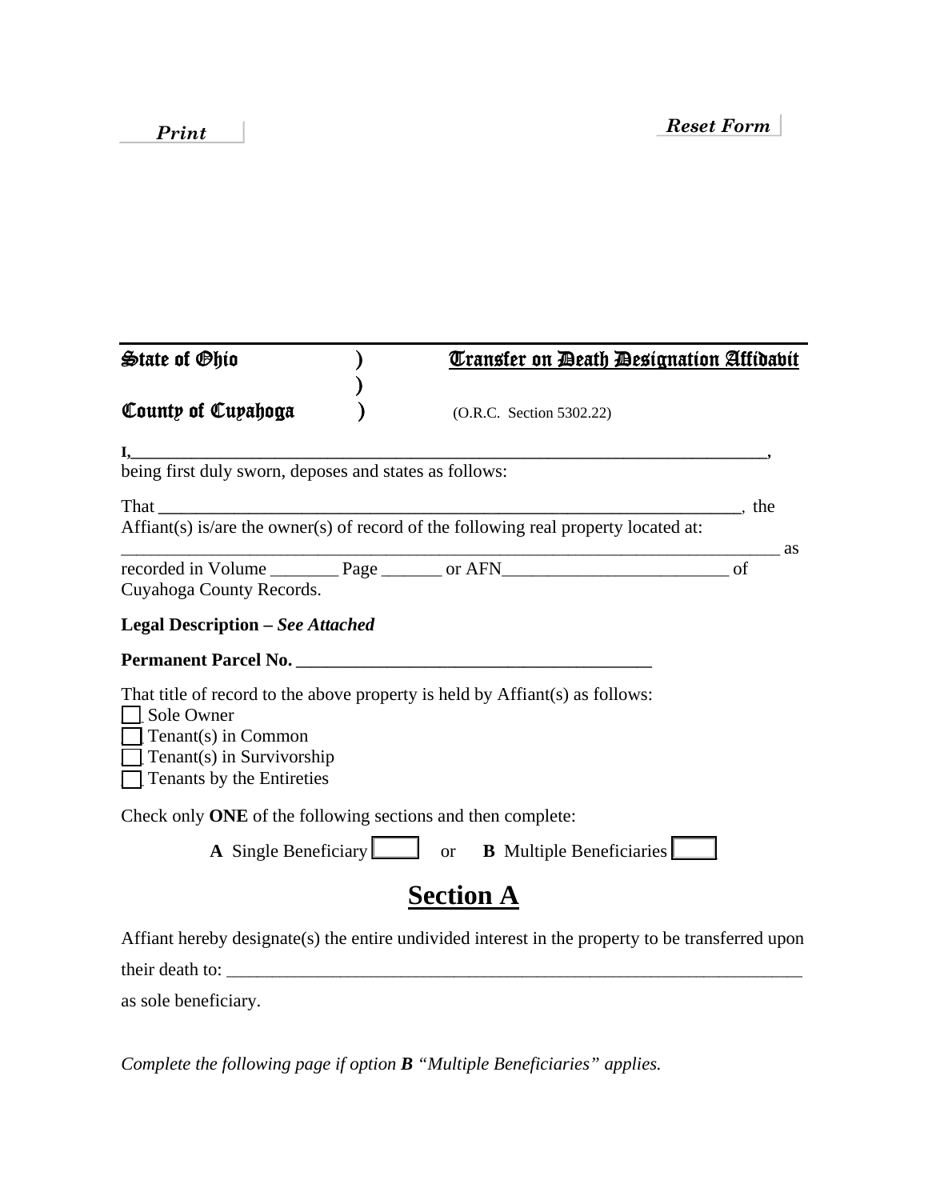Print

Reset Form

| State of Ohio | ) | Transfer on Death Designation Affidavit |
|---|---|---|
| | ) | |
| County of Cuyahoga | ) | (O.R.C. Section 5302.22) |

I,_______________________________________________________________________,
being first duly sworn, deposes and states as follows:

That ________________________________________________________________, the Affiant(s) is/are the owner(s) of record of the following real property located at:
__________________________________________________________________________ as recorded in Volume ________ Page _______ or AFN_________________________ of Cuyahoga County Records.

**Legal Description –** ***See Attached***

**Permanent Parcel No.** _______________________________________

That title of record to the above property is held by Affiant(s) as follows:

- [ ] Sole Owner
- [ ] Tenant(s) in Common
- [ ] Tenant(s) in Survivorship
- [ ] Tenants by the Entireties

Check only **ONE** of the following sections and then complete:

**A** Single Beneficiary [ ] or **B** Multiple Beneficiaries [ ]

# Section A

Affiant hereby designate(s) the entire undivided interest in the property to be transferred upon their death to: ____________________________________________________________________ as sole beneficiary.

*Complete the following page if option* ***B*** *"Multiple Beneficiaries" applies.*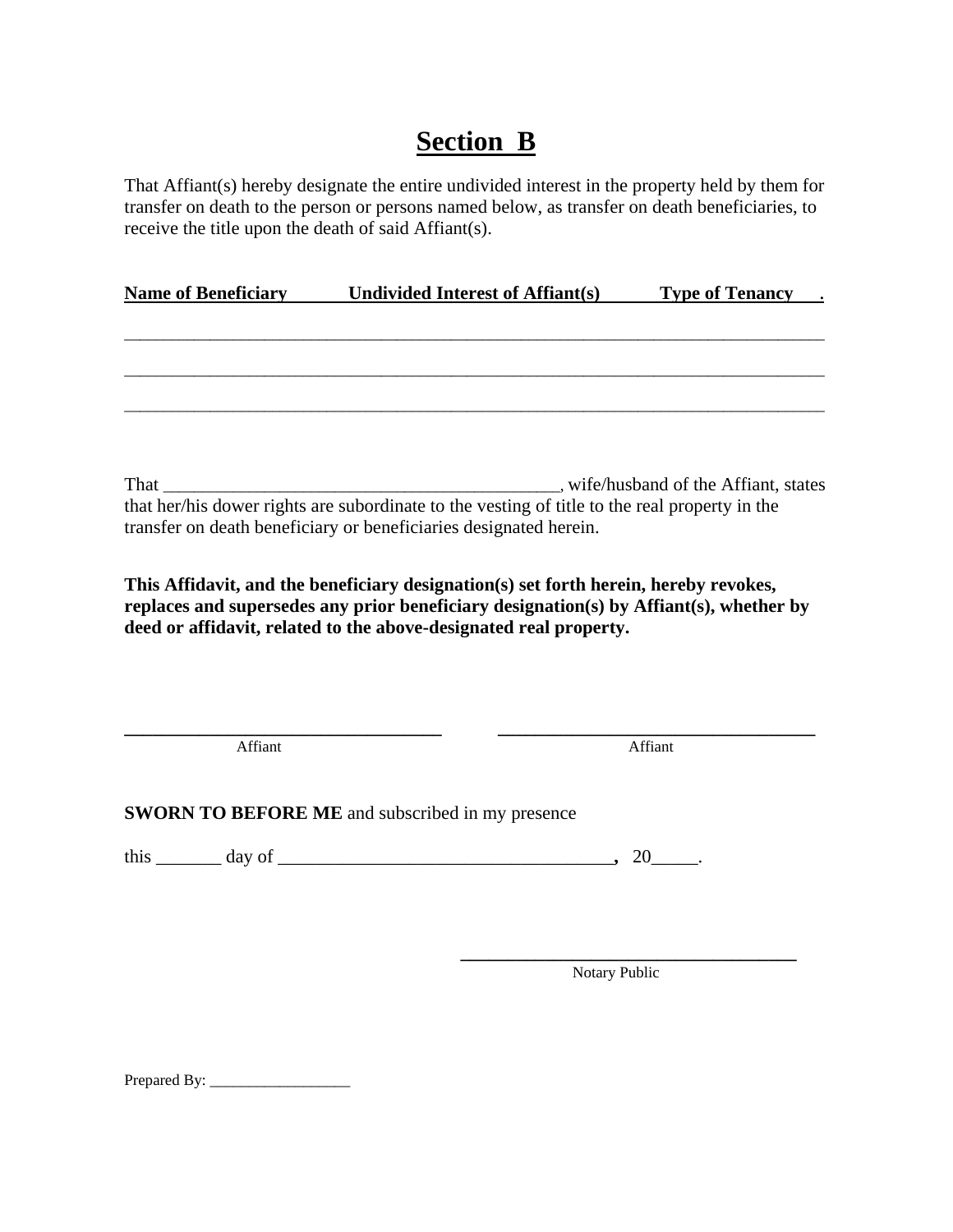# Section B

That Affiant(s) hereby designate the entire undivided interest in the property held by them for transfer on death to the person or persons named below, as transfer on death beneficiaries, to receive the title upon the death of said Affiant(s).

| Name of Beneficiary | Undivided Interest of Affiant(s) | Type of Tenancy |
|---|---|---|
| | | |
| | | |
| | | |

That ____________________________________________, wife/husband of the Affiant, states that her/his dower rights are subordinate to the vesting of title to the real property in the transfer on death beneficiary or beneficiaries designated herein.

**This Affidavit, and the beneficiary designation(s) set forth herein, hereby revokes, replaces and supersedes any prior beneficiary designation(s) by Affiant(s), whether by deed or affidavit, related to the above-designated real property.**

___________________________________ Affiant

___________________________________ Affiant

**SWORN TO BEFORE ME** and subscribed in my presence

this _______ day of ___________________________________, 20_____.

___________________________________ Notary Public

Prepared By: __________________